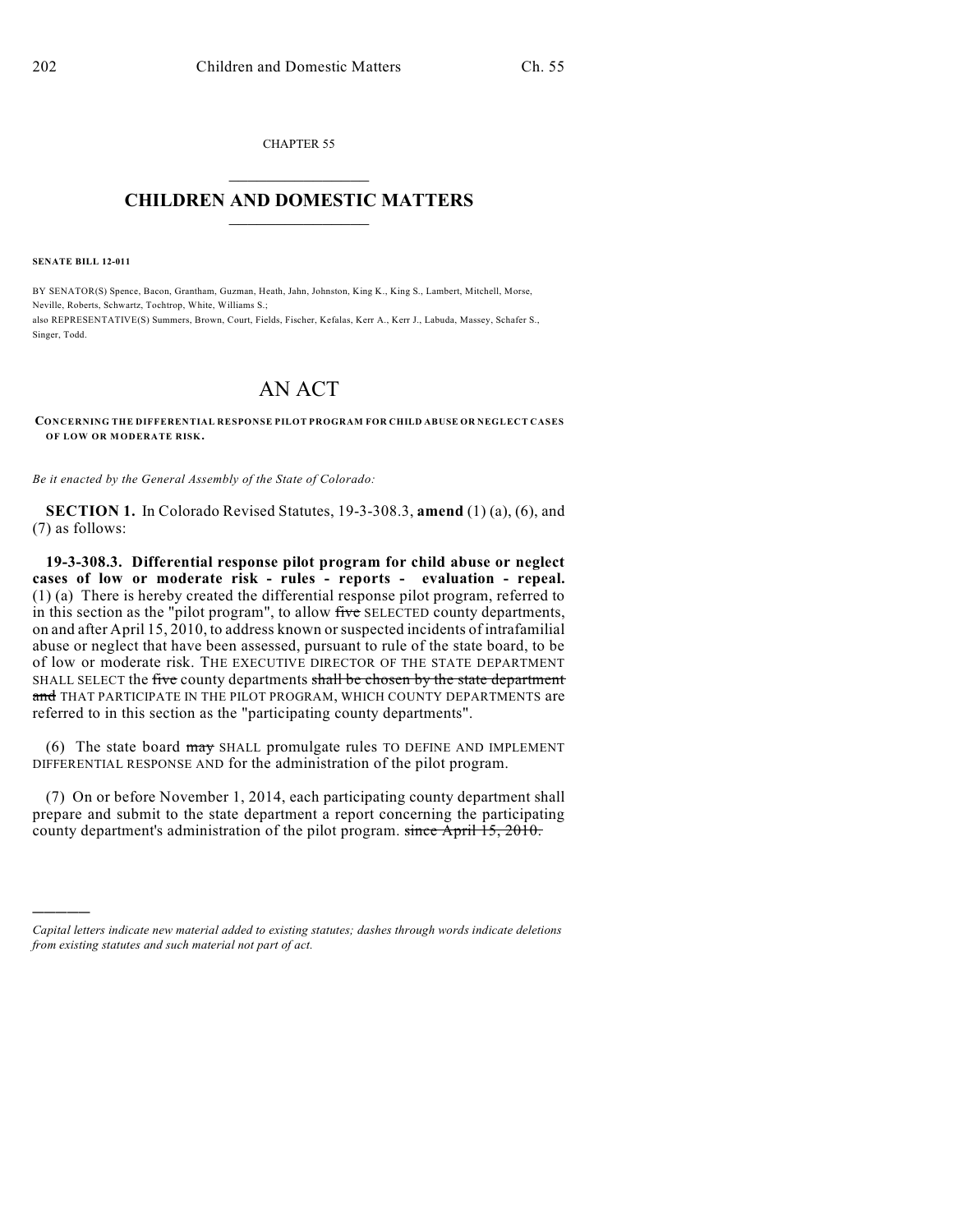CHAPTER 55

# CHILDREN AND DOMESTIC MATTERS

**SENATE BILL 12-011**

BY SENATOR(S) Spence, Bacon, Grantham, Guzman, Heath, Jahn, Johnston, King K., King S., Lambert, Mitchell, Morse, Neville, Roberts, Schwartz, Tochtrop, White, Williams S.;
also REPRESENTATIVE(S) Summers, Brown, Court, Fields, Fischer, Kefalas, Kerr A., Kerr J., Labuda, Massey, Schafer S., Singer, Todd.

# AN ACT

**CONCERNING THE DIFFERENTIAL RESPONSE PILOT PROGRAM FOR CHILD ABUSE OR NEGLECT CASES OF LOW OR MODERATE RISK.**

*Be it enacted by the General Assembly of the State of Colorado:*

**SECTION 1.** In Colorado Revised Statutes, 19-3-308.3, **amend** (1) (a), (6), and (7) as follows:

**19-3-308.3. Differential response pilot program for child abuse or neglect cases of low or moderate risk - rules - reports - evaluation - repeal.** (1) (a) There is hereby created the differential response pilot program, referred to in this section as the "pilot program", to allow ~~five~~ SELECTED county departments, on and after April 15, 2010, to address known or suspected incidents of intrafamilial abuse or neglect that have been assessed, pursuant to rule of the state board, to be of low or moderate risk. THE EXECUTIVE DIRECTOR OF THE STATE DEPARTMENT SHALL SELECT the ~~five~~ county departments ~~shall be chosen by the state department and~~ THAT PARTICIPATE IN THE PILOT PROGRAM, WHICH COUNTY DEPARTMENTS are referred to in this section as the "participating county departments".

(6) The state board ~~may~~ SHALL promulgate rules TO DEFINE AND IMPLEMENT DIFFERENTIAL RESPONSE AND for the administration of the pilot program.

(7) On or before November 1, 2014, each participating county department shall prepare and submit to the state department a report concerning the participating county department's administration of the pilot program. ~~since April 15, 2010.~~

---

*Capital letters indicate new material added to existing statutes; dashes through words indicate deletions from existing statutes and such material not part of act.*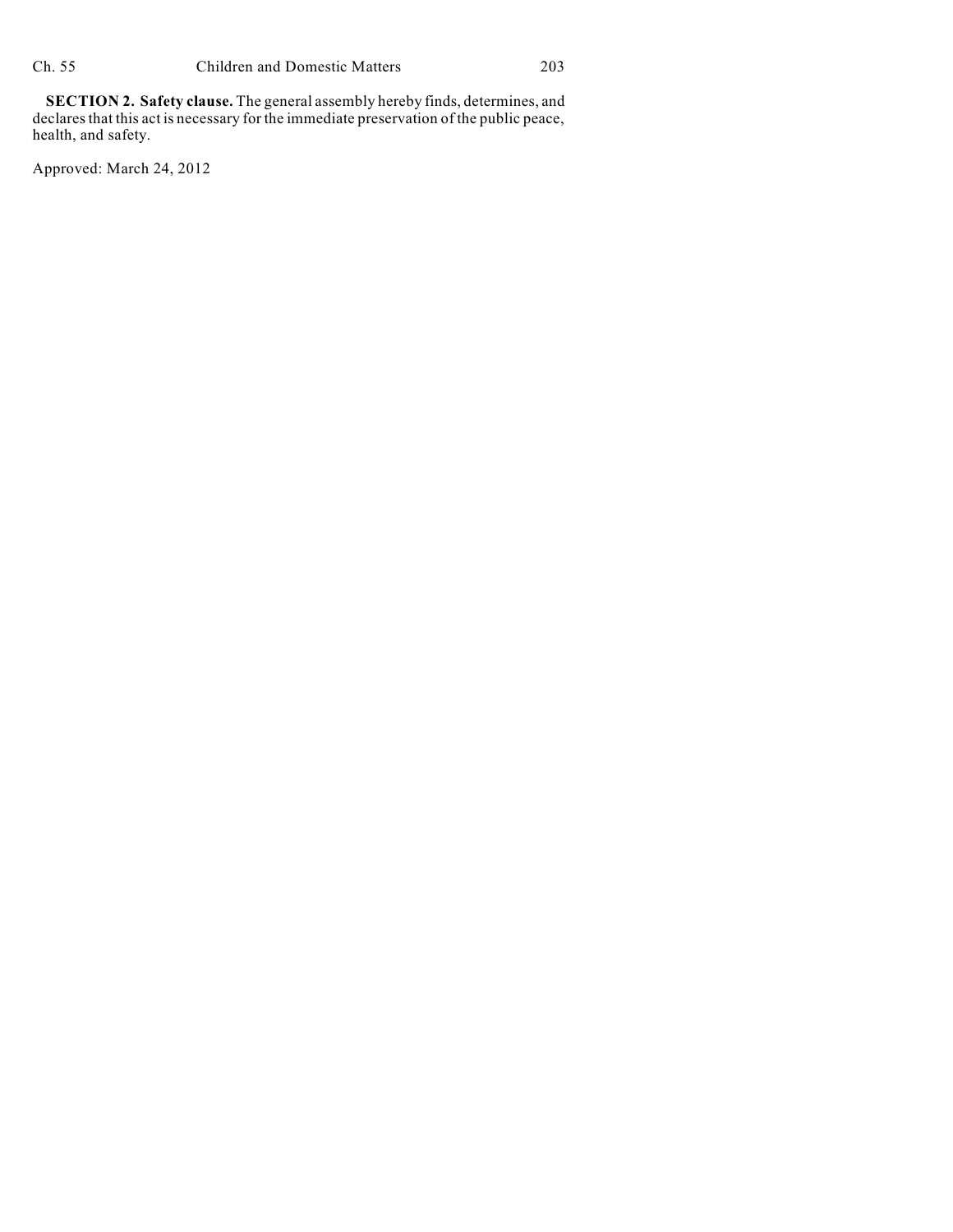**SECTION 2. Safety clause.** The general assembly hereby finds, determines, and declares that this act is necessary for the immediate preservation of the public peace, health, and safety.

Approved: March 24, 2012